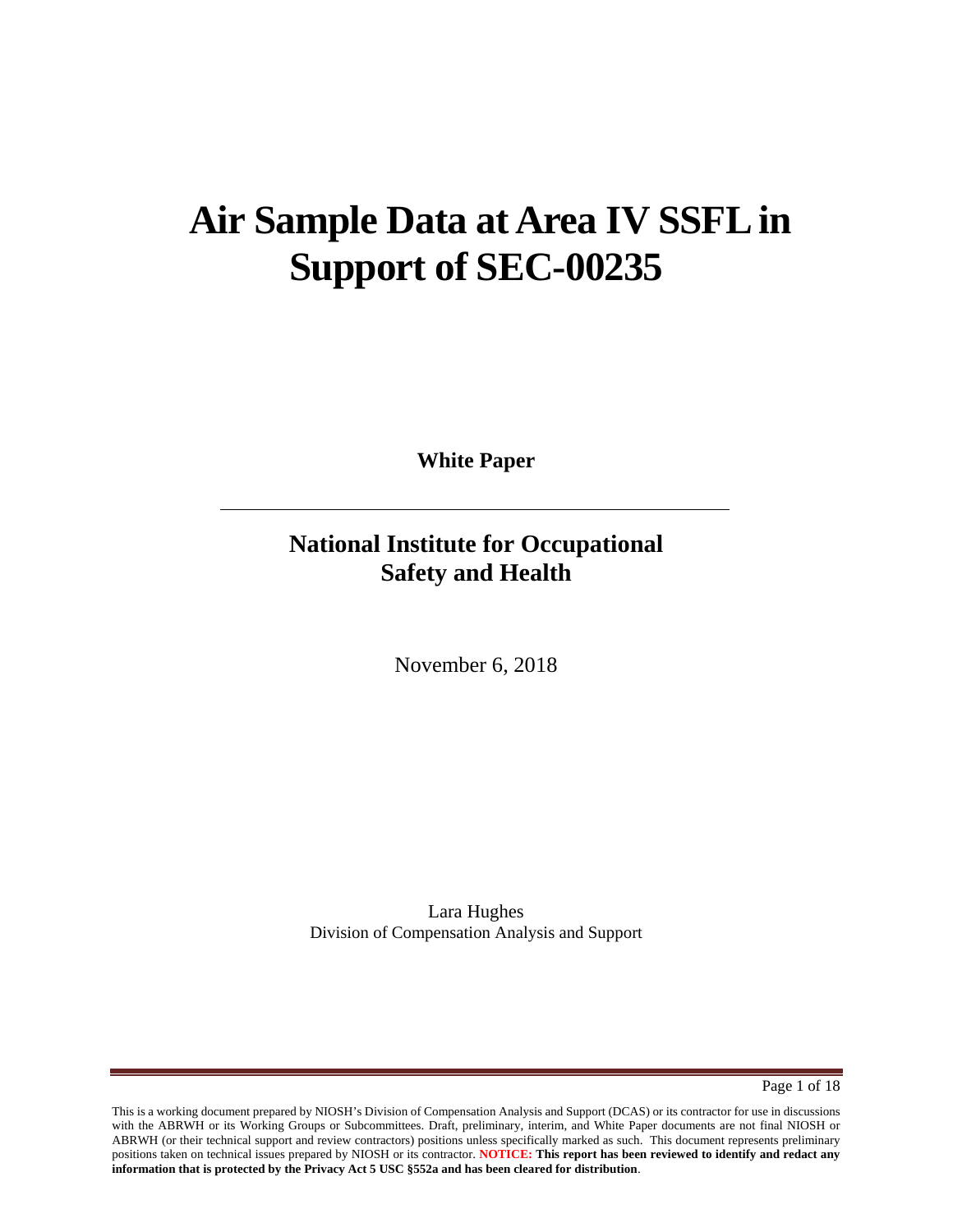# Air Sample Data at Area IV SSFL in Support of SEC-00235

**White Paper**

---

## National Institute for Occupational Safety and Health

November 6, 2018

Lara Hughes
Division of Compensation Analysis and Support

This is a working document prepared by NIOSH's Division of Compensation Analysis and Support (DCAS) or its contractor for use in discussions with the ABRWH or its Working Groups or Subcommittees. Draft, preliminary, interim, and White Paper documents are not final NIOSH or ABRWH (or their technical support and review contractors) positions unless specifically marked as such. This document represents preliminary positions taken on technical issues prepared by NIOSH or its contractor. **NOTICE: This report has been reviewed to identify and redact any information that is protected by the Privacy Act 5 USC §552a and has been cleared for distribution**.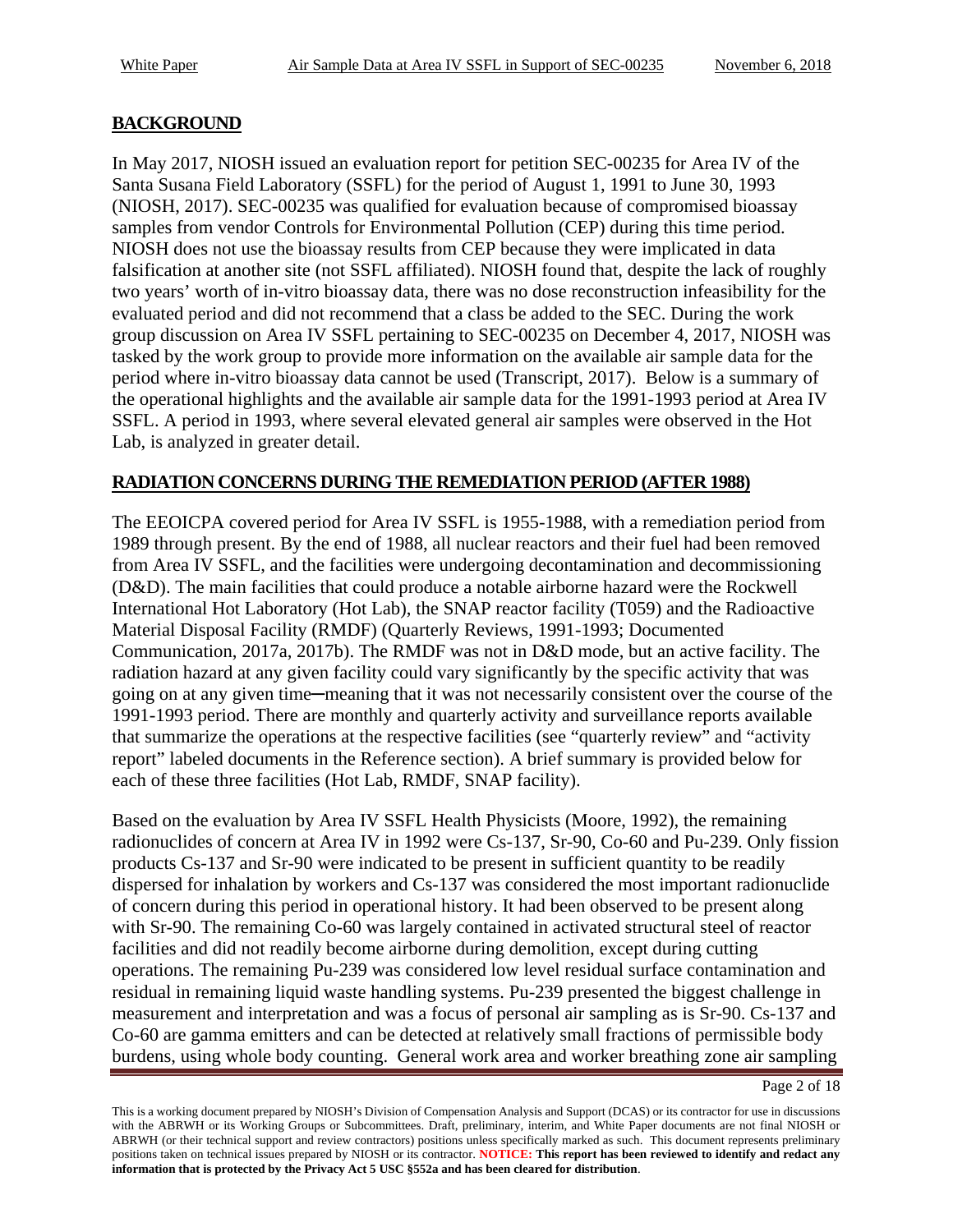## BACKGROUND

In May 2017, NIOSH issued an evaluation report for petition SEC-00235 for Area IV of the Santa Susana Field Laboratory (SSFL) for the period of August 1, 1991 to June 30, 1993 (NIOSH, 2017). SEC-00235 was qualified for evaluation because of compromised bioassay samples from vendor Controls for Environmental Pollution (CEP) during this time period. NIOSH does not use the bioassay results from CEP because they were implicated in data falsification at another site (not SSFL affiliated). NIOSH found that, despite the lack of roughly two years' worth of in-vitro bioassay data, there was no dose reconstruction infeasibility for the evaluated period and did not recommend that a class be added to the SEC. During the work group discussion on Area IV SSFL pertaining to SEC-00235 on December 4, 2017, NIOSH was tasked by the work group to provide more information on the available air sample data for the period where in-vitro bioassay data cannot be used (Transcript, 2017). Below is a summary of the operational highlights and the available air sample data for the 1991-1993 period at Area IV SSFL. A period in 1993, where several elevated general air samples were observed in the Hot Lab, is analyzed in greater detail.

## RADIATION CONCERNS DURING THE REMEDIATION PERIOD (AFTER 1988)

The EEOICPA covered period for Area IV SSFL is 1955-1988, with a remediation period from 1989 through present. By the end of 1988, all nuclear reactors and their fuel had been removed from Area IV SSFL, and the facilities were undergoing decontamination and decommissioning (D&D). The main facilities that could produce a notable airborne hazard were the Rockwell International Hot Laboratory (Hot Lab), the SNAP reactor facility (T059) and the Radioactive Material Disposal Facility (RMDF) (Quarterly Reviews, 1991-1993; Documented Communication, 2017a, 2017b). The RMDF was not in D&D mode, but an active facility. The radiation hazard at any given facility could vary significantly by the specific activity that was going on at any given time─meaning that it was not necessarily consistent over the course of the 1991-1993 period. There are monthly and quarterly activity and surveillance reports available that summarize the operations at the respective facilities (see "quarterly review" and "activity report" labeled documents in the Reference section). A brief summary is provided below for each of these three facilities (Hot Lab, RMDF, SNAP facility).

Based on the evaluation by Area IV SSFL Health Physicists (Moore, 1992), the remaining radionuclides of concern at Area IV in 1992 were Cs-137, Sr-90, Co-60 and Pu-239. Only fission products Cs-137 and Sr-90 were indicated to be present in sufficient quantity to be readily dispersed for inhalation by workers and Cs-137 was considered the most important radionuclide of concern during this period in operational history. It had been observed to be present along with Sr-90. The remaining Co-60 was largely contained in activated structural steel of reactor facilities and did not readily become airborne during demolition, except during cutting operations. The remaining Pu-239 was considered low level residual surface contamination and residual in remaining liquid waste handling systems. Pu-239 presented the biggest challenge in measurement and interpretation and was a focus of personal air sampling as is Sr-90. Cs-137 and Co-60 are gamma emitters and can be detected at relatively small fractions of permissible body burdens, using whole body counting. General work area and worker breathing zone air sampling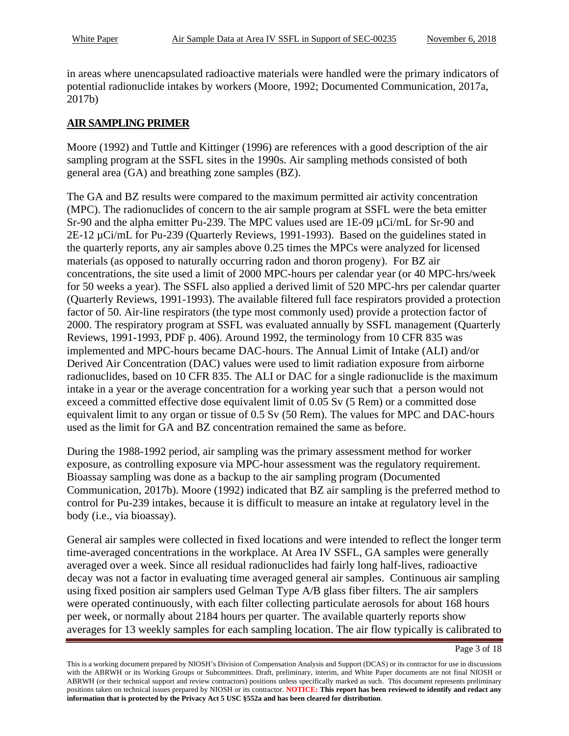in areas where unencapsulated radioactive materials were handled were the primary indicators of potential radionuclide intakes by workers (Moore, 1992; Documented Communication, 2017a, 2017b)

## AIR SAMPLING PRIMER

Moore (1992) and Tuttle and Kittinger (1996) are references with a good description of the air sampling program at the SSFL sites in the 1990s. Air sampling methods consisted of both general area (GA) and breathing zone samples (BZ).

The GA and BZ results were compared to the maximum permitted air activity concentration (MPC). The radionuclides of concern to the air sample program at SSFL were the beta emitter Sr-90 and the alpha emitter Pu-239. The MPC values used are 1E-09 µCi/mL for Sr-90 and 2E-12 µCi/mL for Pu-239 (Quarterly Reviews, 1991-1993). Based on the guidelines stated in the quarterly reports, any air samples above 0.25 times the MPCs were analyzed for licensed materials (as opposed to naturally occurring radon and thoron progeny). For BZ air concentrations, the site used a limit of 2000 MPC-hours per calendar year (or 40 MPC-hrs/week for 50 weeks a year). The SSFL also applied a derived limit of 520 MPC-hrs per calendar quarter (Quarterly Reviews, 1991-1993). The available filtered full face respirators provided a protection factor of 50. Air-line respirators (the type most commonly used) provide a protection factor of 2000. The respiratory program at SSFL was evaluated annually by SSFL management (Quarterly Reviews, 1991-1993, PDF p. 406). Around 1992, the terminology from 10 CFR 835 was implemented and MPC-hours became DAC-hours. The Annual Limit of Intake (ALI) and/or Derived Air Concentration (DAC) values were used to limit radiation exposure from airborne radionuclides, based on 10 CFR 835. The ALI or DAC for a single radionuclide is the maximum intake in a year or the average concentration for a working year such that a person would not exceed a committed effective dose equivalent limit of 0.05 Sv (5 Rem) or a committed dose equivalent limit to any organ or tissue of 0.5 Sv (50 Rem). The values for MPC and DAC-hours used as the limit for GA and BZ concentration remained the same as before.

During the 1988-1992 period, air sampling was the primary assessment method for worker exposure, as controlling exposure via MPC-hour assessment was the regulatory requirement. Bioassay sampling was done as a backup to the air sampling program (Documented Communication, 2017b). Moore (1992) indicated that BZ air sampling is the preferred method to control for Pu-239 intakes, because it is difficult to measure an intake at regulatory level in the body (i.e., via bioassay).

General air samples were collected in fixed locations and were intended to reflect the longer term time-averaged concentrations in the workplace. At Area IV SSFL, GA samples were generally averaged over a week. Since all residual radionuclides had fairly long half-lives, radioactive decay was not a factor in evaluating time averaged general air samples. Continuous air sampling using fixed position air samplers used Gelman Type A/B glass fiber filters. The air samplers were operated continuously, with each filter collecting particulate aerosols for about 168 hours per week, or normally about 2184 hours per quarter. The available quarterly reports show averages for 13 weekly samples for each sampling location. The air flow typically is calibrated to

This is a working document prepared by NIOSH's Division of Compensation Analysis and Support (DCAS) or its contractor for use in discussions with the ABRWH or its Working Groups or Subcommittees. Draft, preliminary, interim, and White Paper documents are not final NIOSH or ABRWH (or their technical support and review contractors) positions unless specifically marked as such. This document represents preliminary positions taken on technical issues prepared by NIOSH or its contractor. **NOTICE: This report has been reviewed to identify and redact any information that is protected by the Privacy Act 5 USC §552a and has been cleared for distribution**.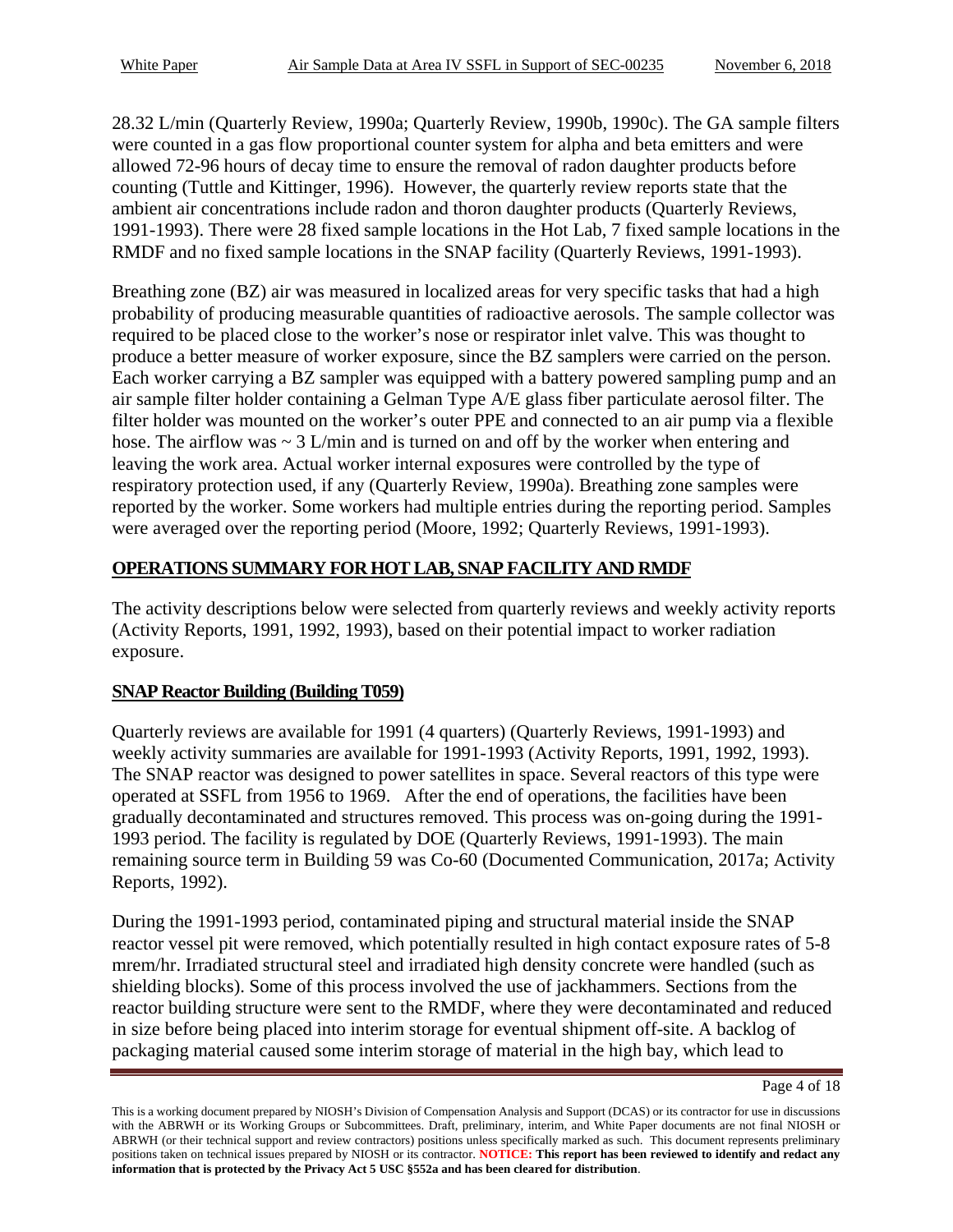28.32 L/min (Quarterly Review, 1990a; Quarterly Review, 1990b, 1990c). The GA sample filters were counted in a gas flow proportional counter system for alpha and beta emitters and were allowed 72-96 hours of decay time to ensure the removal of radon daughter products before counting (Tuttle and Kittinger, 1996). However, the quarterly review reports state that the ambient air concentrations include radon and thoron daughter products (Quarterly Reviews, 1991-1993). There were 28 fixed sample locations in the Hot Lab, 7 fixed sample locations in the RMDF and no fixed sample locations in the SNAP facility (Quarterly Reviews, 1991-1993).

Breathing zone (BZ) air was measured in localized areas for very specific tasks that had a high probability of producing measurable quantities of radioactive aerosols. The sample collector was required to be placed close to the worker's nose or respirator inlet valve. This was thought to produce a better measure of worker exposure, since the BZ samplers were carried on the person. Each worker carrying a BZ sampler was equipped with a battery powered sampling pump and an air sample filter holder containing a Gelman Type A/E glass fiber particulate aerosol filter. The filter holder was mounted on the worker's outer PPE and connected to an air pump via a flexible hose. The airflow was ~ 3 L/min and is turned on and off by the worker when entering and leaving the work area. Actual worker internal exposures were controlled by the type of respiratory protection used, if any (Quarterly Review, 1990a). Breathing zone samples were reported by the worker. Some workers had multiple entries during the reporting period. Samples were averaged over the reporting period (Moore, 1992; Quarterly Reviews, 1991-1993).

## OPERATIONS SUMMARY FOR HOT LAB, SNAP FACILITY AND RMDF

The activity descriptions below were selected from quarterly reviews and weekly activity reports (Activity Reports, 1991, 1992, 1993), based on their potential impact to worker radiation exposure.

### SNAP Reactor Building (Building T059)

Quarterly reviews are available for 1991 (4 quarters) (Quarterly Reviews, 1991-1993) and weekly activity summaries are available for 1991-1993 (Activity Reports, 1991, 1992, 1993). The SNAP reactor was designed to power satellites in space. Several reactors of this type were operated at SSFL from 1956 to 1969. After the end of operations, the facilities have been gradually decontaminated and structures removed. This process was on-going during the 1991-1993 period. The facility is regulated by DOE (Quarterly Reviews, 1991-1993). The main remaining source term in Building 59 was Co-60 (Documented Communication, 2017a; Activity Reports, 1992).

During the 1991-1993 period, contaminated piping and structural material inside the SNAP reactor vessel pit were removed, which potentially resulted in high contact exposure rates of 5-8 mrem/hr. Irradiated structural steel and irradiated high density concrete were handled (such as shielding blocks). Some of this process involved the use of jackhammers. Sections from the reactor building structure were sent to the RMDF, where they were decontaminated and reduced in size before being placed into interim storage for eventual shipment off-site. A backlog of packaging material caused some interim storage of material in the high bay, which lead to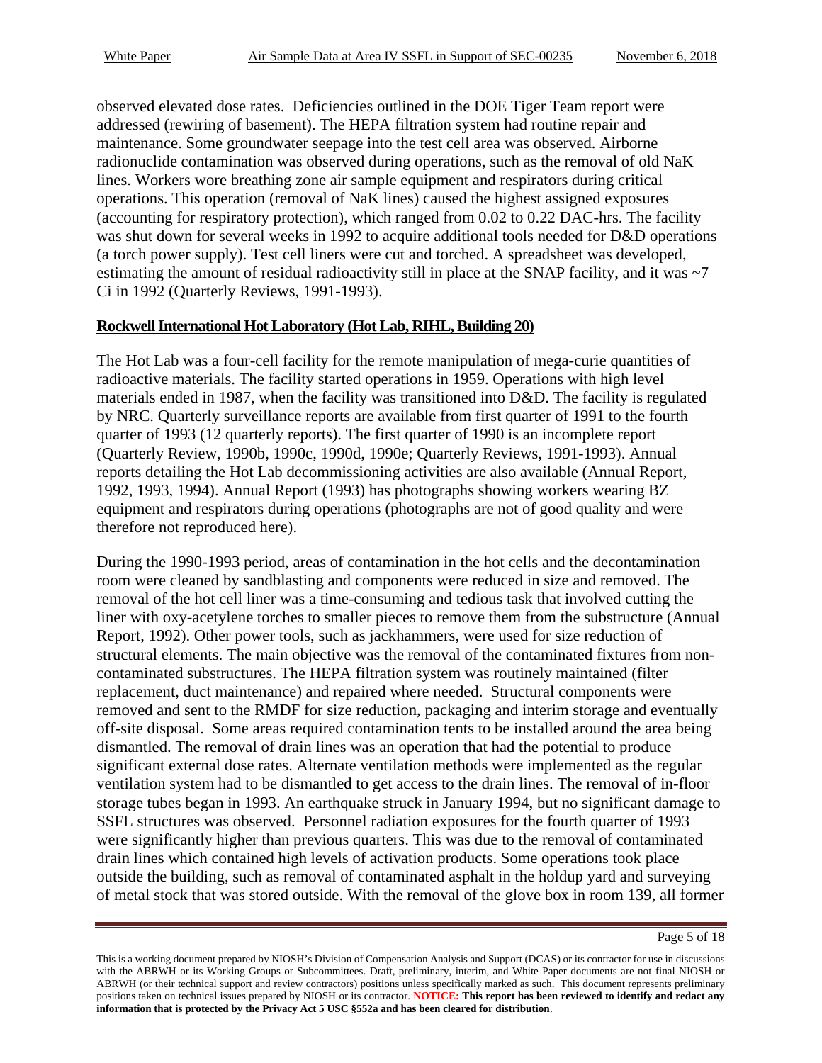observed elevated dose rates. Deficiencies outlined in the DOE Tiger Team report were addressed (rewiring of basement). The HEPA filtration system had routine repair and maintenance. Some groundwater seepage into the test cell area was observed. Airborne radionuclide contamination was observed during operations, such as the removal of old NaK lines. Workers wore breathing zone air sample equipment and respirators during critical operations. This operation (removal of NaK lines) caused the highest assigned exposures (accounting for respiratory protection), which ranged from 0.02 to 0.22 DAC-hrs. The facility was shut down for several weeks in 1992 to acquire additional tools needed for D&D operations (a torch power supply). Test cell liners were cut and torched. A spreadsheet was developed, estimating the amount of residual radioactivity still in place at the SNAP facility, and it was ~7 Ci in 1992 (Quarterly Reviews, 1991-1993).

**Rockwell International Hot Laboratory (Hot Lab, RIHL, Building 20)**

The Hot Lab was a four-cell facility for the remote manipulation of mega-curie quantities of radioactive materials. The facility started operations in 1959. Operations with high level materials ended in 1987, when the facility was transitioned into D&D. The facility is regulated by NRC. Quarterly surveillance reports are available from first quarter of 1991 to the fourth quarter of 1993 (12 quarterly reports). The first quarter of 1990 is an incomplete report (Quarterly Review, 1990b, 1990c, 1990d, 1990e; Quarterly Reviews, 1991-1993). Annual reports detailing the Hot Lab decommissioning activities are also available (Annual Report, 1992, 1993, 1994). Annual Report (1993) has photographs showing workers wearing BZ equipment and respirators during operations (photographs are not of good quality and were therefore not reproduced here).

During the 1990-1993 period, areas of contamination in the hot cells and the decontamination room were cleaned by sandblasting and components were reduced in size and removed. The removal of the hot cell liner was a time-consuming and tedious task that involved cutting the liner with oxy-acetylene torches to smaller pieces to remove them from the substructure (Annual Report, 1992). Other power tools, such as jackhammers, were used for size reduction of structural elements. The main objective was the removal of the contaminated fixtures from non-contaminated substructures. The HEPA filtration system was routinely maintained (filter replacement, duct maintenance) and repaired where needed. Structural components were removed and sent to the RMDF for size reduction, packaging and interim storage and eventually off-site disposal. Some areas required contamination tents to be installed around the area being dismantled. The removal of drain lines was an operation that had the potential to produce significant external dose rates. Alternate ventilation methods were implemented as the regular ventilation system had to be dismantled to get access to the drain lines. The removal of in-floor storage tubes began in 1993. An earthquake struck in January 1994, but no significant damage to SSFL structures was observed. Personnel radiation exposures for the fourth quarter of 1993 were significantly higher than previous quarters. This was due to the removal of contaminated drain lines which contained high levels of activation products. Some operations took place outside the building, such as removal of contaminated asphalt in the holdup yard and surveying of metal stock that was stored outside. With the removal of the glove box in room 139, all former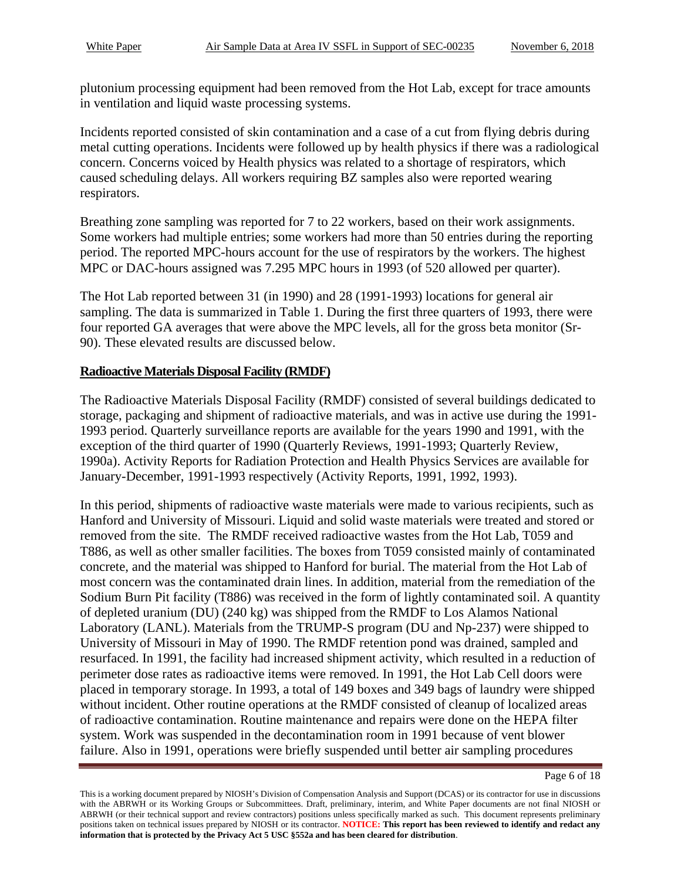plutonium processing equipment had been removed from the Hot Lab, except for trace amounts in ventilation and liquid waste processing systems.

Incidents reported consisted of skin contamination and a case of a cut from flying debris during metal cutting operations. Incidents were followed up by health physics if there was a radiological concern. Concerns voiced by Health physics was related to a shortage of respirators, which caused scheduling delays. All workers requiring BZ samples also were reported wearing respirators.

Breathing zone sampling was reported for 7 to 22 workers, based on their work assignments. Some workers had multiple entries; some workers had more than 50 entries during the reporting period. The reported MPC-hours account for the use of respirators by the workers. The highest MPC or DAC-hours assigned was 7.295 MPC hours in 1993 (of 520 allowed per quarter).

The Hot Lab reported between 31 (in 1990) and 28 (1991-1993) locations for general air sampling. The data is summarized in Table 1. During the first three quarters of 1993, there were four reported GA averages that were above the MPC levels, all for the gross beta monitor (Sr-90). These elevated results are discussed below.

**Radioactive Materials Disposal Facility (RMDF)**

The Radioactive Materials Disposal Facility (RMDF) consisted of several buildings dedicated to storage, packaging and shipment of radioactive materials, and was in active use during the 1991-1993 period. Quarterly surveillance reports are available for the years 1990 and 1991, with the exception of the third quarter of 1990 (Quarterly Reviews, 1991-1993; Quarterly Review, 1990a). Activity Reports for Radiation Protection and Health Physics Services are available for January-December, 1991-1993 respectively (Activity Reports, 1991, 1992, 1993).

In this period, shipments of radioactive waste materials were made to various recipients, such as Hanford and University of Missouri. Liquid and solid waste materials were treated and stored or removed from the site. The RMDF received radioactive wastes from the Hot Lab, T059 and T886, as well as other smaller facilities. The boxes from T059 consisted mainly of contaminated concrete, and the material was shipped to Hanford for burial. The material from the Hot Lab of most concern was the contaminated drain lines. In addition, material from the remediation of the Sodium Burn Pit facility (T886) was received in the form of lightly contaminated soil. A quantity of depleted uranium (DU) (240 kg) was shipped from the RMDF to Los Alamos National Laboratory (LANL). Materials from the TRUMP-S program (DU and Np-237) were shipped to University of Missouri in May of 1990. The RMDF retention pond was drained, sampled and resurfaced. In 1991, the facility had increased shipment activity, which resulted in a reduction of perimeter dose rates as radioactive items were removed. In 1991, the Hot Lab Cell doors were placed in temporary storage. In 1993, a total of 149 boxes and 349 bags of laundry were shipped without incident. Other routine operations at the RMDF consisted of cleanup of localized areas of radioactive contamination. Routine maintenance and repairs were done on the HEPA filter system. Work was suspended in the decontamination room in 1991 because of vent blower failure. Also in 1991, operations were briefly suspended until better air sampling procedures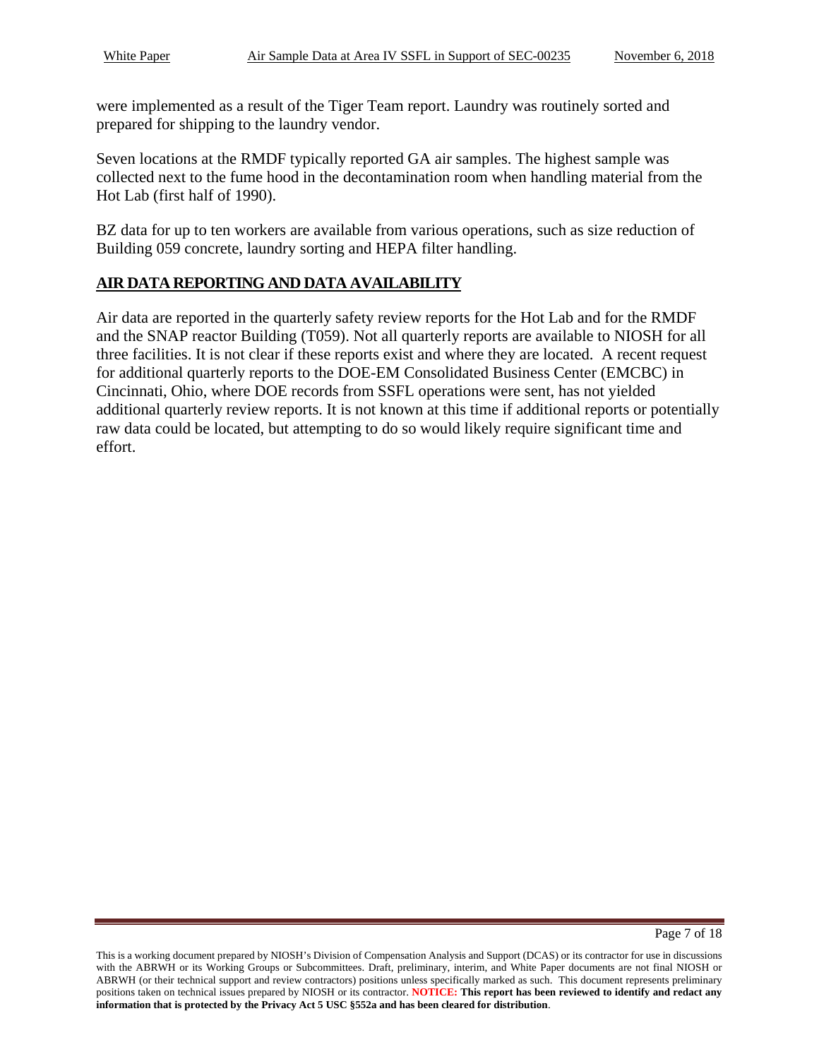were implemented as a result of the Tiger Team report. Laundry was routinely sorted and prepared for shipping to the laundry vendor.

Seven locations at the RMDF typically reported GA air samples. The highest sample was collected next to the fume hood in the decontamination room when handling material from the Hot Lab (first half of 1990).

BZ data for up to ten workers are available from various operations, such as size reduction of Building 059 concrete, laundry sorting and HEPA filter handling.

## AIR DATA REPORTING AND DATA AVAILABILITY

Air data are reported in the quarterly safety review reports for the Hot Lab and for the RMDF and the SNAP reactor Building (T059). Not all quarterly reports are available to NIOSH for all three facilities. It is not clear if these reports exist and where they are located. A recent request for additional quarterly reports to the DOE-EM Consolidated Business Center (EMCBC) in Cincinnati, Ohio, where DOE records from SSFL operations were sent, has not yielded additional quarterly review reports. It is not known at this time if additional reports or potentially raw data could be located, but attempting to do so would likely require significant time and effort.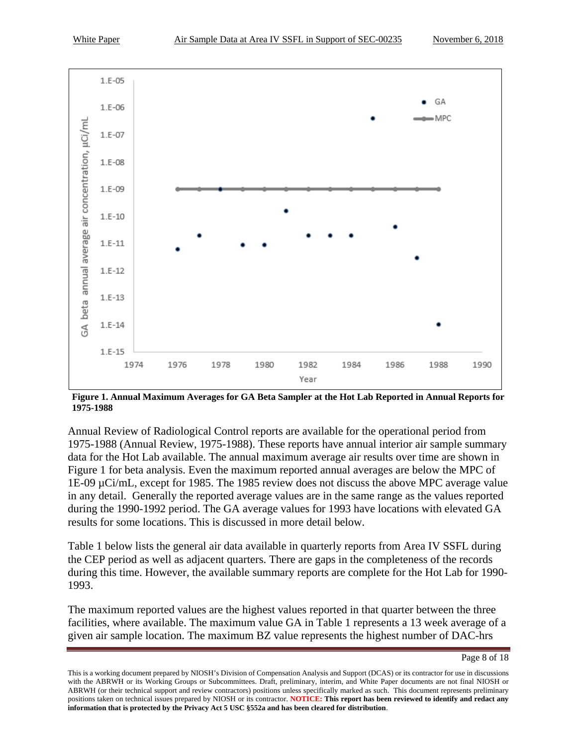**Figure 1. Annual Maximum Averages for GA Beta Sampler at the Hot Lab Reported in Annual Reports for 1975-1988**

Annual Review of Radiological Control reports are available for the operational period from 1975-1988 (Annual Review, 1975-1988). These reports have annual interior air sample summary data for the Hot Lab available. The annual maximum average air results over time are shown in Figure 1 for beta analysis. Even the maximum reported annual averages are below the MPC of 1E-09 µCi/mL, except for 1985. The 1985 review does not discuss the above MPC average value in any detail. Generally the reported average values are in the same range as the values reported during the 1990-1992 period. The GA average values for 1993 have locations with elevated GA results for some locations. This is discussed in more detail below.

Table 1 below lists the general air data available in quarterly reports from Area IV SSFL during the CEP period as well as adjacent quarters. There are gaps in the completeness of the records during this time. However, the available summary reports are complete for the Hot Lab for 1990-1993.

The maximum reported values are the highest values reported in that quarter between the three facilities, where available. The maximum value GA in Table 1 represents a 13 week average of a given air sample location. The maximum BZ value represents the highest number of DAC-hrs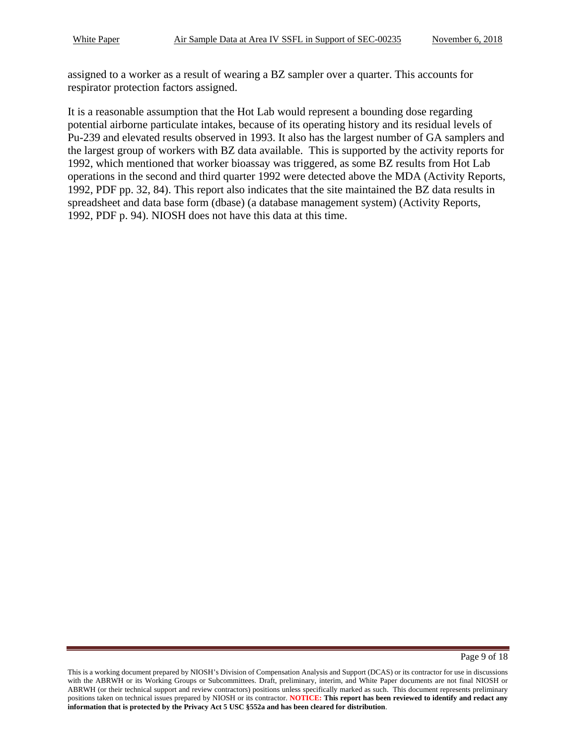assigned to a worker as a result of wearing a BZ sampler over a quarter. This accounts for respirator protection factors assigned.

It is a reasonable assumption that the Hot Lab would represent a bounding dose regarding potential airborne particulate intakes, because of its operating history and its residual levels of Pu-239 and elevated results observed in 1993. It also has the largest number of GA samplers and the largest group of workers with BZ data available. This is supported by the activity reports for 1992, which mentioned that worker bioassay was triggered, as some BZ results from Hot Lab operations in the second and third quarter 1992 were detected above the MDA (Activity Reports, 1992, PDF pp. 32, 84). This report also indicates that the site maintained the BZ data results in spreadsheet and data base form (dbase) (a database management system) (Activity Reports, 1992, PDF p. 94). NIOSH does not have this data at this time.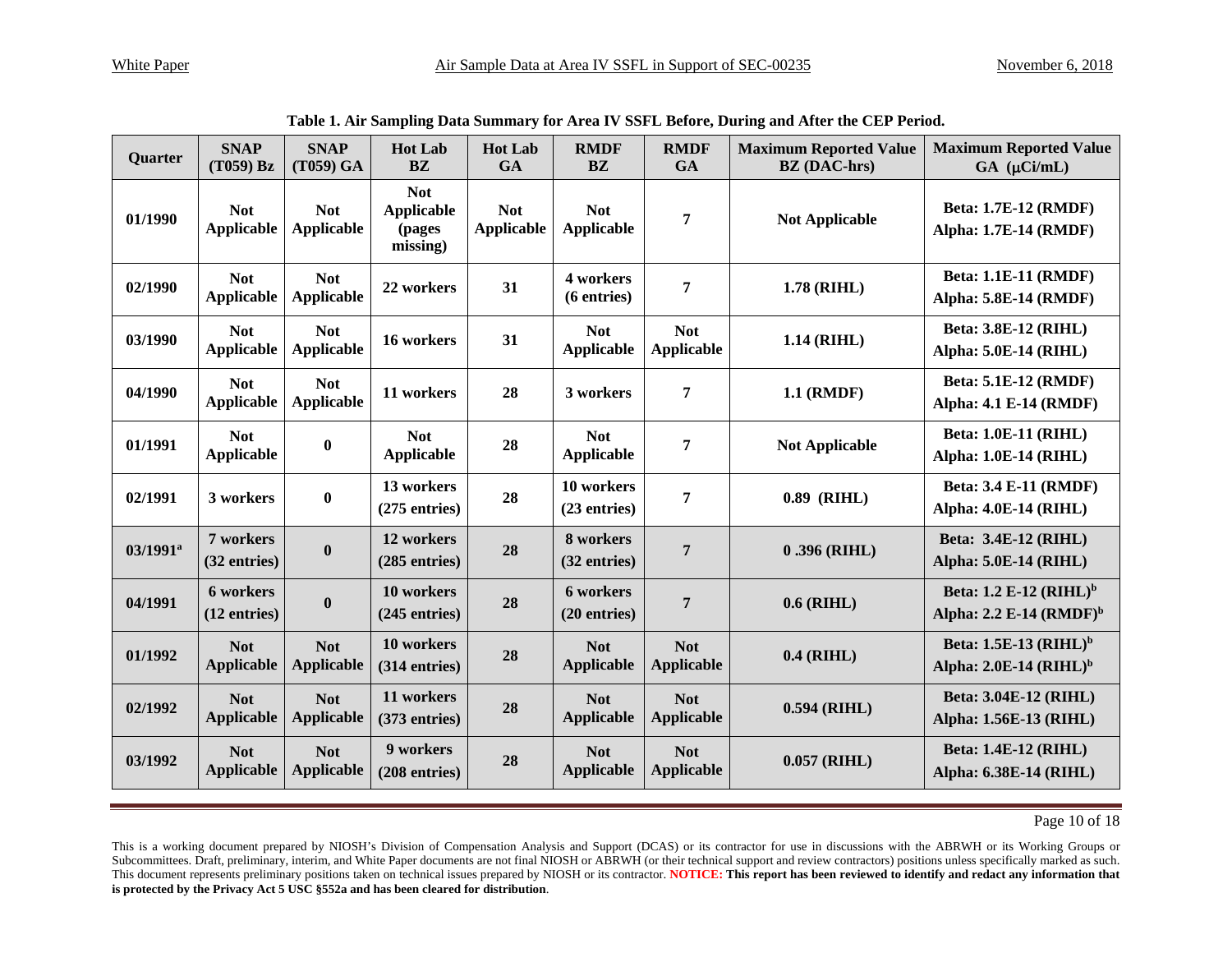**Table 1. Air Sampling Data Summary for Area IV SSFL Before, During and After the CEP Period.**

| Quarter | SNAP (T059) Bz | SNAP (T059) GA | Hot Lab BZ | Hot Lab GA | RMDF BZ | RMDF GA | Maximum Reported Value BZ (DAC-hrs) | Maximum Reported Value GA (μCi/mL) |
|---|---|---|---|---|---|---|---|---|
| 01/1990 | Not Applicable | Not Applicable | Not Applicable (pages missing) | Not Applicable | Not Applicable | 7 | Not Applicable | Beta: 1.7E-12 (RMDF) Alpha: 1.7E-14 (RMDF) |
| 02/1990 | Not Applicable | Not Applicable | 22 workers | 31 | 4 workers (6 entries) | 7 | 1.78 (RIHL) | Beta: 1.1E-11 (RMDF) Alpha: 5.8E-14 (RMDF) |
| 03/1990 | Not Applicable | Not Applicable | 16 workers | 31 | Not Applicable | Not Applicable | 1.14 (RIHL) | Beta: 3.8E-12 (RIHL) Alpha: 5.0E-14 (RIHL) |
| 04/1990 | Not Applicable | Not Applicable | 11 workers | 28 | 3 workers | 7 | 1.1 (RMDF) | Beta: 5.1E-12 (RMDF) Alpha: 4.1 E-14 (RMDF) |
| 01/1991 | Not Applicable | 0 | Not Applicable | 28 | Not Applicable | 7 | Not Applicable | Beta: 1.0E-11 (RIHL) Alpha: 1.0E-14 (RIHL) |
| 02/1991 | 3 workers | 0 | 13 workers (275 entries) | 28 | 10 workers (23 entries) | 7 | 0.89 (RIHL) | Beta: 3.4 E-11 (RMDF) Alpha: 4.0E-14 (RIHL) |
| 03/1991[a] | 7 workers (32 entries) | 0 | 12 workers (285 entries) | 28 | 8 workers (32 entries) | 7 | 0 .396 (RIHL) | Beta: 3.4E-12 (RIHL) Alpha: 5.0E-14 (RIHL) |
| 04/1991 | 6 workers (12 entries) | 0 | 10 workers (245 entries) | 28 | 6 workers (20 entries) | 7 | 0.6 (RIHL) | Beta: 1.2 E-12 (RIHL)[b] Alpha: 2.2 E-14 (RMDF)[b] |
| 01/1992 | Not Applicable | Not Applicable | 10 workers (314 entries) | 28 | Not Applicable | Not Applicable | 0.4 (RIHL) | Beta: 1.5E-13 (RIHL)[b] Alpha: 2.0E-14 (RIHL)[b] |
| 02/1992 | Not Applicable | Not Applicable | 11 workers (373 entries) | 28 | Not Applicable | Not Applicable | 0.594 (RIHL) | Beta: 3.04E-12 (RIHL) Alpha: 1.56E-13 (RIHL) |
| 03/1992 | Not Applicable | Not Applicable | 9 workers (208 entries) | 28 | Not Applicable | Not Applicable | 0.057 (RIHL) | Beta: 1.4E-12 (RIHL) Alpha: 6.38E-14 (RIHL) |

This is a working document prepared by NIOSH's Division of Compensation Analysis and Support (DCAS) or its contractor for use in discussions with the ABRWH or its Working Groups or Subcommittees. Draft, preliminary, interim, and White Paper documents are not final NIOSH or ABRWH (or their technical support and review contractors) positions unless specifically marked as such. This document represents preliminary positions taken on technical issues prepared by NIOSH or its contractor. **NOTICE: This report has been reviewed to identify and redact any information that is protected by the Privacy Act 5 USC §552a and has been cleared for distribution**.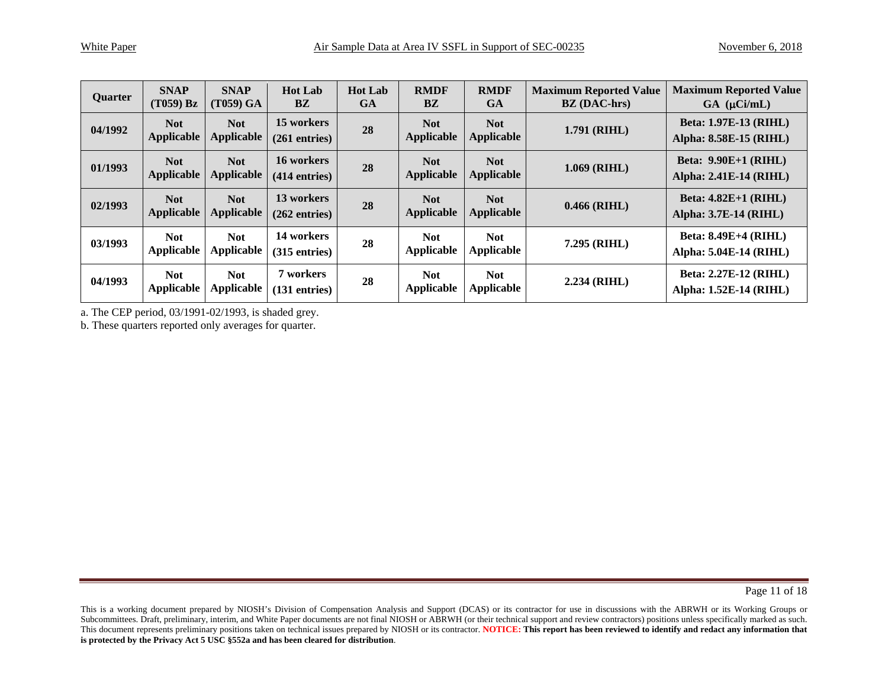| Quarter | SNAP (T059) Bz | SNAP (T059) GA | Hot Lab BZ | Hot Lab GA | RMDF BZ | RMDF GA | Maximum Reported Value BZ (DAC-hrs) | Maximum Reported Value GA (μCi/mL) |
|---|---|---|---|---|---|---|---|---|
| **04/1992** | **Not Applicable** | **Not Applicable** | **15 workers (261 entries)** | **28** | **Not Applicable** | **Not Applicable** | **1.791 (RIHL)** | **Beta: 1.97E-13 (RIHL) Alpha: 8.58E-15 (RIHL)** |
| **01/1993** | **Not Applicable** | **Not Applicable** | **16 workers (414 entries)** | **28** | **Not Applicable** | **Not Applicable** | **1.069 (RIHL)** | **Beta: 9.90E+1 (RIHL) Alpha: 2.41E-14 (RIHL)** |
| **02/1993** | **Not Applicable** | **Not Applicable** | **13 workers (262 entries)** | **28** | **Not Applicable** | **Not Applicable** | **0.466 (RIHL)** | **Beta: 4.82E+1 (RIHL) Alpha: 3.7E-14 (RIHL)** |
| **03/1993** | **Not Applicable** | **Not Applicable** | **14 workers (315 entries)** | **28** | **Not Applicable** | **Not Applicable** | **7.295 (RIHL)** | **Beta: 8.49E+4 (RIHL) Alpha: 5.04E-14 (RIHL)** |
| **04/1993** | **Not Applicable** | **Not Applicable** | **7 workers (131 entries)** | **28** | **Not Applicable** | **Not Applicable** | **2.234 (RIHL)** | **Beta: 2.27E-12 (RIHL) Alpha: 1.52E-14 (RIHL)** |

a. The CEP period, 03/1991-02/1993, is shaded grey.

b. These quarters reported only averages for quarter.

This is a working document prepared by NIOSH's Division of Compensation Analysis and Support (DCAS) or its contractor for use in discussions with the ABRWH or its Working Groups or Subcommittees. Draft, preliminary, interim, and White Paper documents are not final NIOSH or ABRWH (or their technical support and review contractors) positions unless specifically marked as such. This document represents preliminary positions taken on technical issues prepared by NIOSH or its contractor. **NOTICE: This report has been reviewed to identify and redact any information that is protected by the Privacy Act 5 USC §552a and has been cleared for distribution**.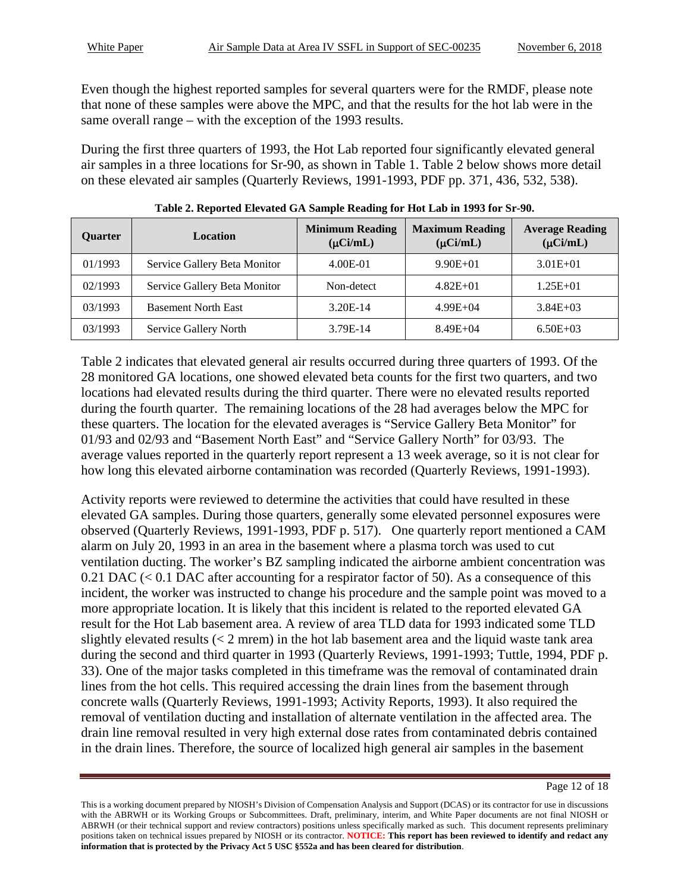Even though the highest reported samples for several quarters were for the RMDF, please note that none of these samples were above the MPC, and that the results for the hot lab were in the same overall range – with the exception of the 1993 results.

During the first three quarters of 1993, the Hot Lab reported four significantly elevated general air samples in a three locations for Sr-90, as shown in Table 1. Table 2 below shows more detail on these elevated air samples (Quarterly Reviews, 1991-1993, PDF pp. 371, 436, 532, 538).

**Table 2. Reported Elevated GA Sample Reading for Hot Lab in 1993 for Sr-90.**

| Quarter | Location | Minimum Reading (μCi/mL) | Maximum Reading (μCi/mL) | Average Reading (μCi/mL) |
|---|---|---|---|---|
| 01/1993 | Service Gallery Beta Monitor | 4.00E-01 | 9.90E+01 | 3.01E+01 |
| 02/1993 | Service Gallery Beta Monitor | Non-detect | 4.82E+01 | 1.25E+01 |
| 03/1993 | Basement North East | 3.20E-14 | 4.99E+04 | 3.84E+03 |
| 03/1993 | Service Gallery North | 3.79E-14 | 8.49E+04 | 6.50E+03 |

Table 2 indicates that elevated general air results occurred during three quarters of 1993. Of the 28 monitored GA locations, one showed elevated beta counts for the first two quarters, and two locations had elevated results during the third quarter. There were no elevated results reported during the fourth quarter. The remaining locations of the 28 had averages below the MPC for these quarters. The location for the elevated averages is "Service Gallery Beta Monitor" for 01/93 and 02/93 and "Basement North East" and "Service Gallery North" for 03/93. The average values reported in the quarterly report represent a 13 week average, so it is not clear for how long this elevated airborne contamination was recorded (Quarterly Reviews, 1991-1993).

Activity reports were reviewed to determine the activities that could have resulted in these elevated GA samples. During those quarters, generally some elevated personnel exposures were observed (Quarterly Reviews, 1991-1993, PDF p. 517). One quarterly report mentioned a CAM alarm on July 20, 1993 in an area in the basement where a plasma torch was used to cut ventilation ducting. The worker's BZ sampling indicated the airborne ambient concentration was 0.21 DAC (< 0.1 DAC after accounting for a respirator factor of 50). As a consequence of this incident, the worker was instructed to change his procedure and the sample point was moved to a more appropriate location. It is likely that this incident is related to the reported elevated GA result for the Hot Lab basement area. A review of area TLD data for 1993 indicated some TLD slightly elevated results (< 2 mrem) in the hot lab basement area and the liquid waste tank area during the second and third quarter in 1993 (Quarterly Reviews, 1991-1993; Tuttle, 1994, PDF p. 33). One of the major tasks completed in this timeframe was the removal of contaminated drain lines from the hot cells. This required accessing the drain lines from the basement through concrete walls (Quarterly Reviews, 1991-1993; Activity Reports, 1993). It also required the removal of ventilation ducting and installation of alternate ventilation in the affected area. The drain line removal resulted in very high external dose rates from contaminated debris contained in the drain lines. Therefore, the source of localized high general air samples in the basement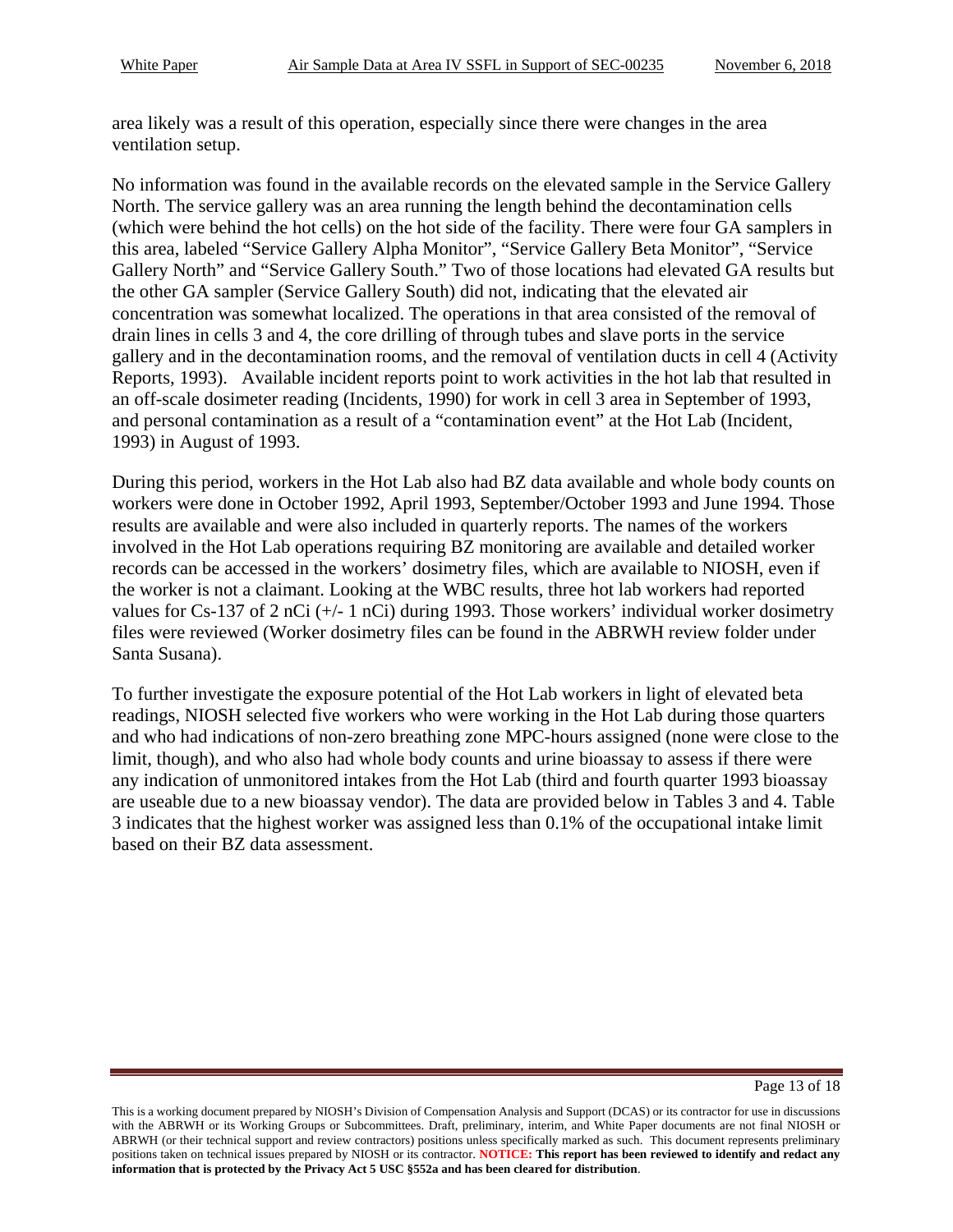area likely was a result of this operation, especially since there were changes in the area ventilation setup.

No information was found in the available records on the elevated sample in the Service Gallery North. The service gallery was an area running the length behind the decontamination cells (which were behind the hot cells) on the hot side of the facility. There were four GA samplers in this area, labeled "Service Gallery Alpha Monitor", "Service Gallery Beta Monitor", "Service Gallery North" and "Service Gallery South." Two of those locations had elevated GA results but the other GA sampler (Service Gallery South) did not, indicating that the elevated air concentration was somewhat localized. The operations in that area consisted of the removal of drain lines in cells 3 and 4, the core drilling of through tubes and slave ports in the service gallery and in the decontamination rooms, and the removal of ventilation ducts in cell 4 (Activity Reports, 1993). Available incident reports point to work activities in the hot lab that resulted in an off-scale dosimeter reading (Incidents, 1990) for work in cell 3 area in September of 1993, and personal contamination as a result of a "contamination event" at the Hot Lab (Incident, 1993) in August of 1993.

During this period, workers in the Hot Lab also had BZ data available and whole body counts on workers were done in October 1992, April 1993, September/October 1993 and June 1994. Those results are available and were also included in quarterly reports. The names of the workers involved in the Hot Lab operations requiring BZ monitoring are available and detailed worker records can be accessed in the workers' dosimetry files, which are available to NIOSH, even if the worker is not a claimant. Looking at the WBC results, three hot lab workers had reported values for Cs-137 of 2 nCi (+/- 1 nCi) during 1993. Those workers' individual worker dosimetry files were reviewed (Worker dosimetry files can be found in the ABRWH review folder under Santa Susana).

To further investigate the exposure potential of the Hot Lab workers in light of elevated beta readings, NIOSH selected five workers who were working in the Hot Lab during those quarters and who had indications of non-zero breathing zone MPC-hours assigned (none were close to the limit, though), and who also had whole body counts and urine bioassay to assess if there were any indication of unmonitored intakes from the Hot Lab (third and fourth quarter 1993 bioassay are useable due to a new bioassay vendor). The data are provided below in Tables 3 and 4. Table 3 indicates that the highest worker was assigned less than 0.1% of the occupational intake limit based on their BZ data assessment.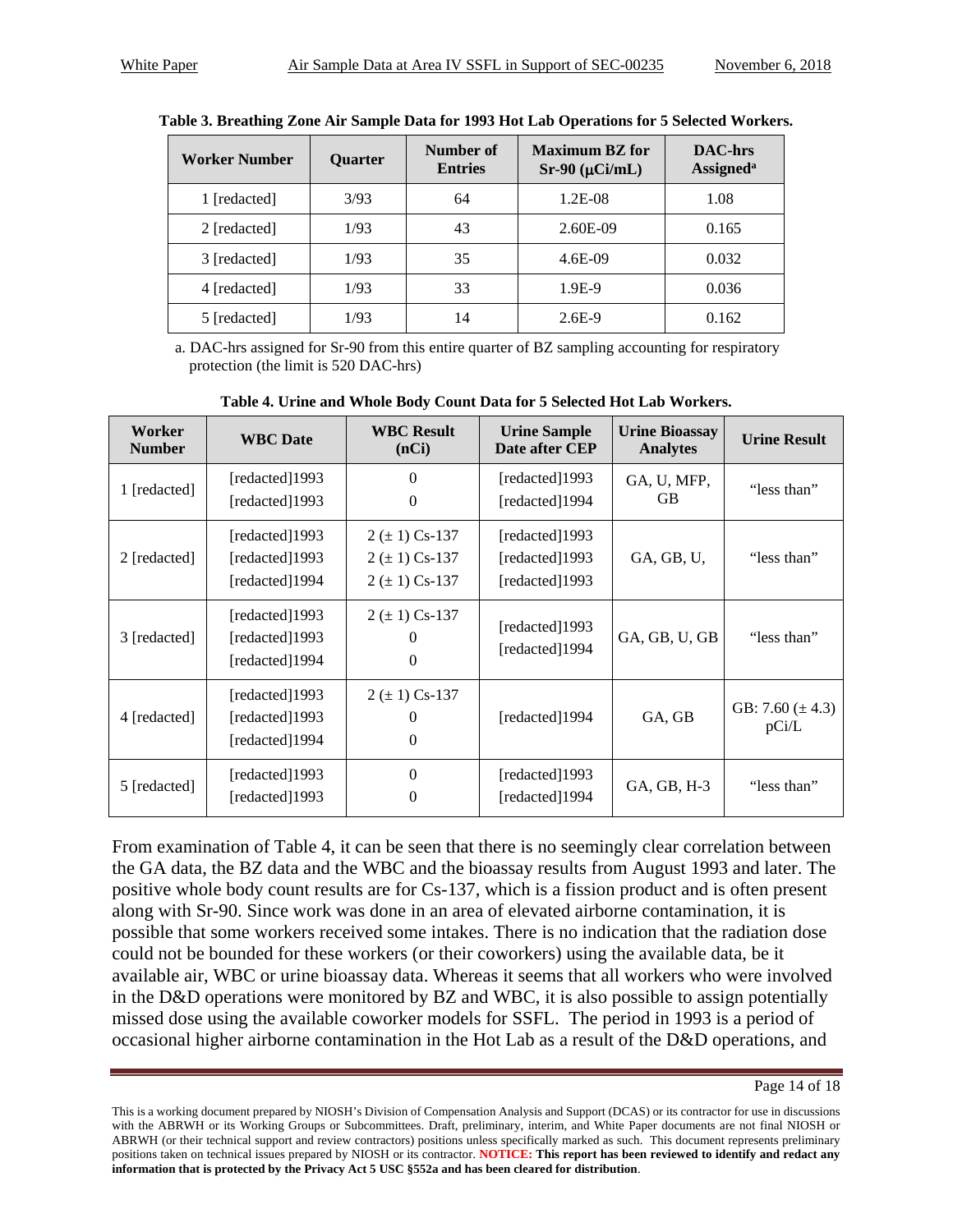**Table 3. Breathing Zone Air Sample Data for 1993 Hot Lab Operations for 5 Selected Workers.**

| Worker Number | Quarter | Number of Entries | Maximum BZ for Sr-90 (μCi/mL) | DAC-hrs Assigned[a] |
|---|---|---|---|---|
| 1 [redacted] | 3/93 | 64 | 1.2E-08 | 1.08 |
| 2 [redacted] | 1/93 | 43 | 2.60E-09 | 0.165 |
| 3 [redacted] | 1/93 | 35 | 4.6E-09 | 0.032 |
| 4 [redacted] | 1/93 | 33 | 1.9E-9 | 0.036 |
| 5 [redacted] | 1/93 | 14 | 2.6E-9 | 0.162 |

a. DAC-hrs assigned for Sr-90 from this entire quarter of BZ sampling accounting for respiratory protection (the limit is 520 DAC-hrs)

**Table 4. Urine and Whole Body Count Data for 5 Selected Hot Lab Workers.**

| Worker Number | WBC Date | WBC Result (nCi) | Urine Sample Date after CEP | Urine Bioassay Analytes | Urine Result |
|---|---|---|---|---|---|
| 1 [redacted] | [redacted]1993<br>[redacted]1993 | 0<br>0 | [redacted]1993<br>[redacted]1994 | GA, U, MFP, GB | "less than" |
| 2 [redacted] | [redacted]1993<br>[redacted]1993<br>[redacted]1994 | 2 (± 1) Cs-137<br>2 (± 1) Cs-137<br>2 (± 1) Cs-137 | [redacted]1993<br>[redacted]1993<br>[redacted]1993 | GA, GB, U, | "less than" |
| 3 [redacted] | [redacted]1993<br>[redacted]1993<br>[redacted]1994 | 2 (± 1) Cs-137<br>0<br>0 | [redacted]1993<br>[redacted]1994 | GA, GB, U, GB | "less than" |
| 4 [redacted] | [redacted]1993<br>[redacted]1993<br>[redacted]1994 | 2 (± 1) Cs-137<br>0<br>0 | [redacted]1994 | GA, GB | GB: 7.60 (± 4.3) pCi/L |
| 5 [redacted] | [redacted]1993<br>[redacted]1993 | 0<br>0 | [redacted]1993<br>[redacted]1994 | GA, GB, H-3 | "less than" |

From examination of Table 4, it can be seen that there is no seemingly clear correlation between the GA data, the BZ data and the WBC and the bioassay results from August 1993 and later. The positive whole body count results are for Cs-137, which is a fission product and is often present along with Sr-90. Since work was done in an area of elevated airborne contamination, it is possible that some workers received some intakes. There is no indication that the radiation dose could not be bounded for these workers (or their coworkers) using the available data, be it available air, WBC or urine bioassay data. Whereas it seems that all workers who were involved in the D&D operations were monitored by BZ and WBC, it is also possible to assign potentially missed dose using the available coworker models for SSFL. The period in 1993 is a period of occasional higher airborne contamination in the Hot Lab as a result of the D&D operations, and

This is a working document prepared by NIOSH's Division of Compensation Analysis and Support (DCAS) or its contractor for use in discussions with the ABRWH or its Working Groups or Subcommittees. Draft, preliminary, interim, and White Paper documents are not final NIOSH or ABRWH (or their technical support and review contractors) positions unless specifically marked as such. This document represents preliminary positions taken on technical issues prepared by NIOSH or its contractor. **NOTICE: This report has been reviewed to identify and redact any information that is protected by the Privacy Act 5 USC §552a and has been cleared for distribution**.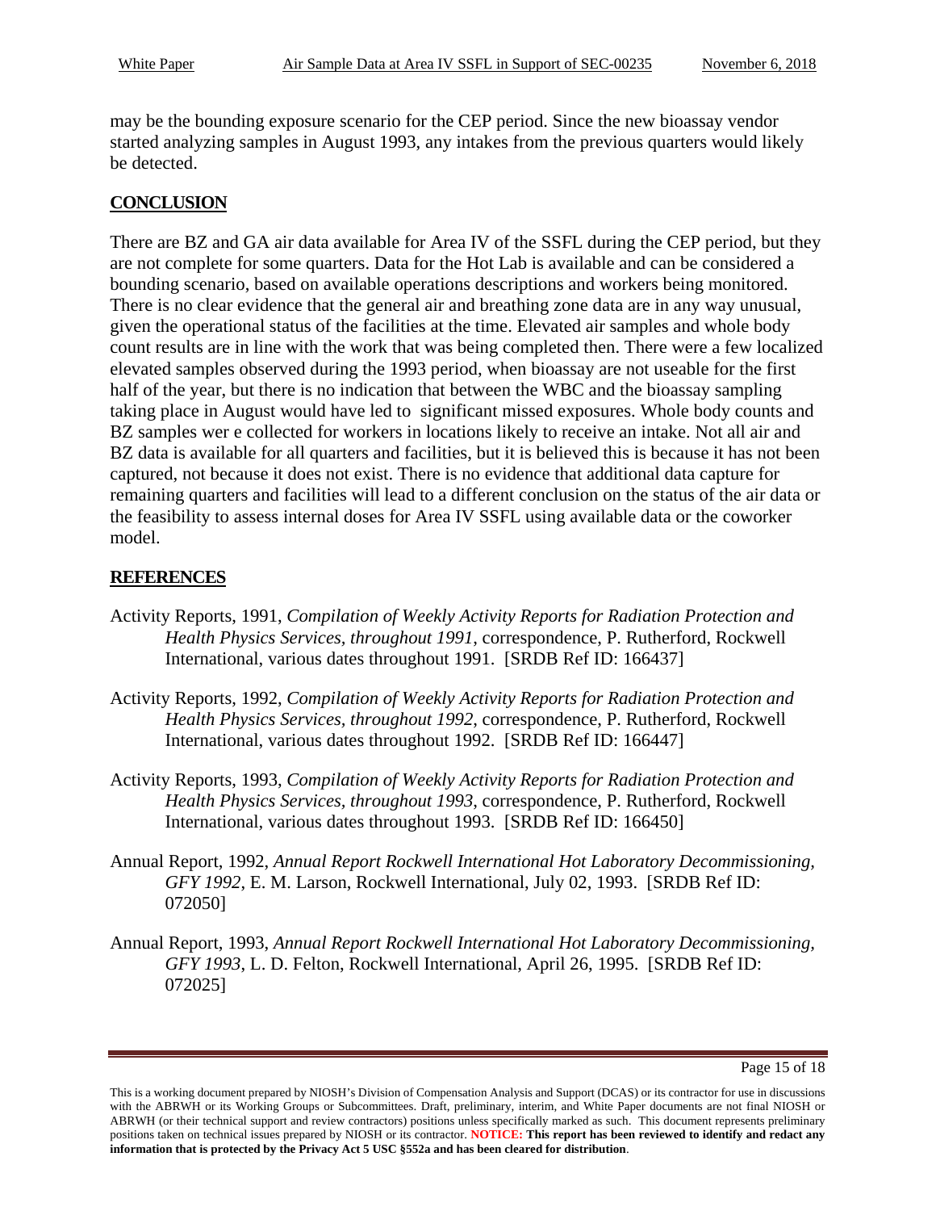may be the bounding exposure scenario for the CEP period. Since the new bioassay vendor started analyzing samples in August 1993, any intakes from the previous quarters would likely be detected.

## CONCLUSION

There are BZ and GA air data available for Area IV of the SSFL during the CEP period, but they are not complete for some quarters. Data for the Hot Lab is available and can be considered a bounding scenario, based on available operations descriptions and workers being monitored. There is no clear evidence that the general air and breathing zone data are in any way unusual, given the operational status of the facilities at the time. Elevated air samples and whole body count results are in line with the work that was being completed then. There were a few localized elevated samples observed during the 1993 period, when bioassay are not useable for the first half of the year, but there is no indication that between the WBC and the bioassay sampling taking place in August would have led to significant missed exposures. Whole body counts and BZ samples wer e collected for workers in locations likely to receive an intake. Not all air and BZ data is available for all quarters and facilities, but it is believed this is because it has not been captured, not because it does not exist. There is no evidence that additional data capture for remaining quarters and facilities will lead to a different conclusion on the status of the air data or the feasibility to assess internal doses for Area IV SSFL using available data or the coworker model.

## REFERENCES

Activity Reports, 1991, *Compilation of Weekly Activity Reports for Radiation Protection and Health Physics Services, throughout 1991*, correspondence, P. Rutherford, Rockwell International, various dates throughout 1991. [SRDB Ref ID: 166437]

Activity Reports, 1992, *Compilation of Weekly Activity Reports for Radiation Protection and Health Physics Services, throughout 1992*, correspondence, P. Rutherford, Rockwell International, various dates throughout 1992. [SRDB Ref ID: 166447]

Activity Reports, 1993, *Compilation of Weekly Activity Reports for Radiation Protection and Health Physics Services, throughout 1993*, correspondence, P. Rutherford, Rockwell International, various dates throughout 1993. [SRDB Ref ID: 166450]

Annual Report, 1992, *Annual Report Rockwell International Hot Laboratory Decommissioning, GFY 1992*, E. M. Larson, Rockwell International, July 02, 1993. [SRDB Ref ID: 072050]

Annual Report, 1993, *Annual Report Rockwell International Hot Laboratory Decommissioning, GFY 1993*, L. D. Felton, Rockwell International, April 26, 1995. [SRDB Ref ID: 072025]

This is a working document prepared by NIOSH's Division of Compensation Analysis and Support (DCAS) or its contractor for use in discussions with the ABRWH or its Working Groups or Subcommittees. Draft, preliminary, interim, and White Paper documents are not final NIOSH or ABRWH (or their technical support and review contractors) positions unless specifically marked as such. This document represents preliminary positions taken on technical issues prepared by NIOSH or its contractor. **NOTICE: This report has been reviewed to identify and redact any information that is protected by the Privacy Act 5 USC §552a and has been cleared for distribution**.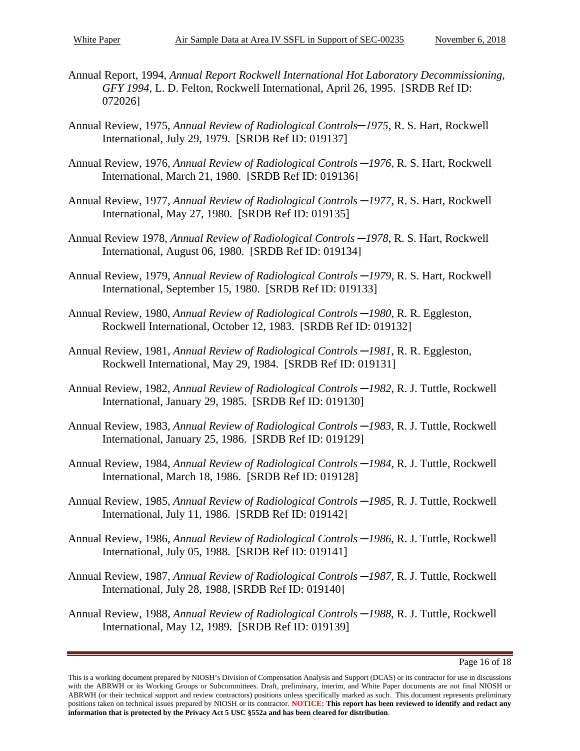Annual Report, 1994, *Annual Report Rockwell International Hot Laboratory Decommissioning, GFY 1994*, L. D. Felton, Rockwell International, April 26, 1995. [SRDB Ref ID: 072026]

Annual Review, 1975, *Annual Review of Radiological Controls─1975*, R. S. Hart, Rockwell International, July 29, 1979. [SRDB Ref ID: 019137]

Annual Review, 1976, *Annual Review of Radiological Controls ─1976*, R. S. Hart, Rockwell International, March 21, 1980. [SRDB Ref ID: 019136]

Annual Review, 1977, *Annual Review of Radiological Controls ─1977*, R. S. Hart, Rockwell International, May 27, 1980. [SRDB Ref ID: 019135]

Annual Review 1978, *Annual Review of Radiological Controls ─1978*, R. S. Hart, Rockwell International, August 06, 1980. [SRDB Ref ID: 019134]

Annual Review, 1979, *Annual Review of Radiological Controls ─1979*, R. S. Hart, Rockwell International, September 15, 1980. [SRDB Ref ID: 019133]

Annual Review, 1980, *Annual Review of Radiological Controls ─1980*, R. R. Eggleston, Rockwell International, October 12, 1983. [SRDB Ref ID: 019132]

Annual Review, 1981, *Annual Review of Radiological Controls ─1981*, R. R. Eggleston, Rockwell International, May 29, 1984. [SRDB Ref ID: 019131]

Annual Review, 1982, *Annual Review of Radiological Controls ─1982*, R. J. Tuttle, Rockwell International, January 29, 1985. [SRDB Ref ID: 019130]

Annual Review, 1983, *Annual Review of Radiological Controls ─1983*, R. J. Tuttle, Rockwell International, January 25, 1986. [SRDB Ref ID: 019129]

Annual Review, 1984, *Annual Review of Radiological Controls ─1984*, R. J. Tuttle, Rockwell International, March 18, 1986. [SRDB Ref ID: 019128]

Annual Review, 1985, *Annual Review of Radiological Controls ─1985*, R. J. Tuttle, Rockwell International, July 11, 1986. [SRDB Ref ID: 019142]

Annual Review, 1986, *Annual Review of Radiological Controls ─1986*, R. J. Tuttle, Rockwell International, July 05, 1988. [SRDB Ref ID: 019141]

Annual Review, 1987, *Annual Review of Radiological Controls ─1987*, R. J. Tuttle, Rockwell International, July 28, 1988, [SRDB Ref ID: 019140]

Annual Review, 1988, *Annual Review of Radiological Controls ─1988*, R. J. Tuttle, Rockwell International, May 12, 1989. [SRDB Ref ID: 019139]

This is a working document prepared by NIOSH's Division of Compensation Analysis and Support (DCAS) or its contractor for use in discussions with the ABRWH or its Working Groups or Subcommittees. Draft, preliminary, interim, and White Paper documents are not final NIOSH or ABRWH (or their technical support and review contractors) positions unless specifically marked as such. This document represents preliminary positions taken on technical issues prepared by NIOSH or its contractor. **NOTICE: This report has been reviewed to identify and redact any information that is protected by the Privacy Act 5 USC §552a and has been cleared for distribution**.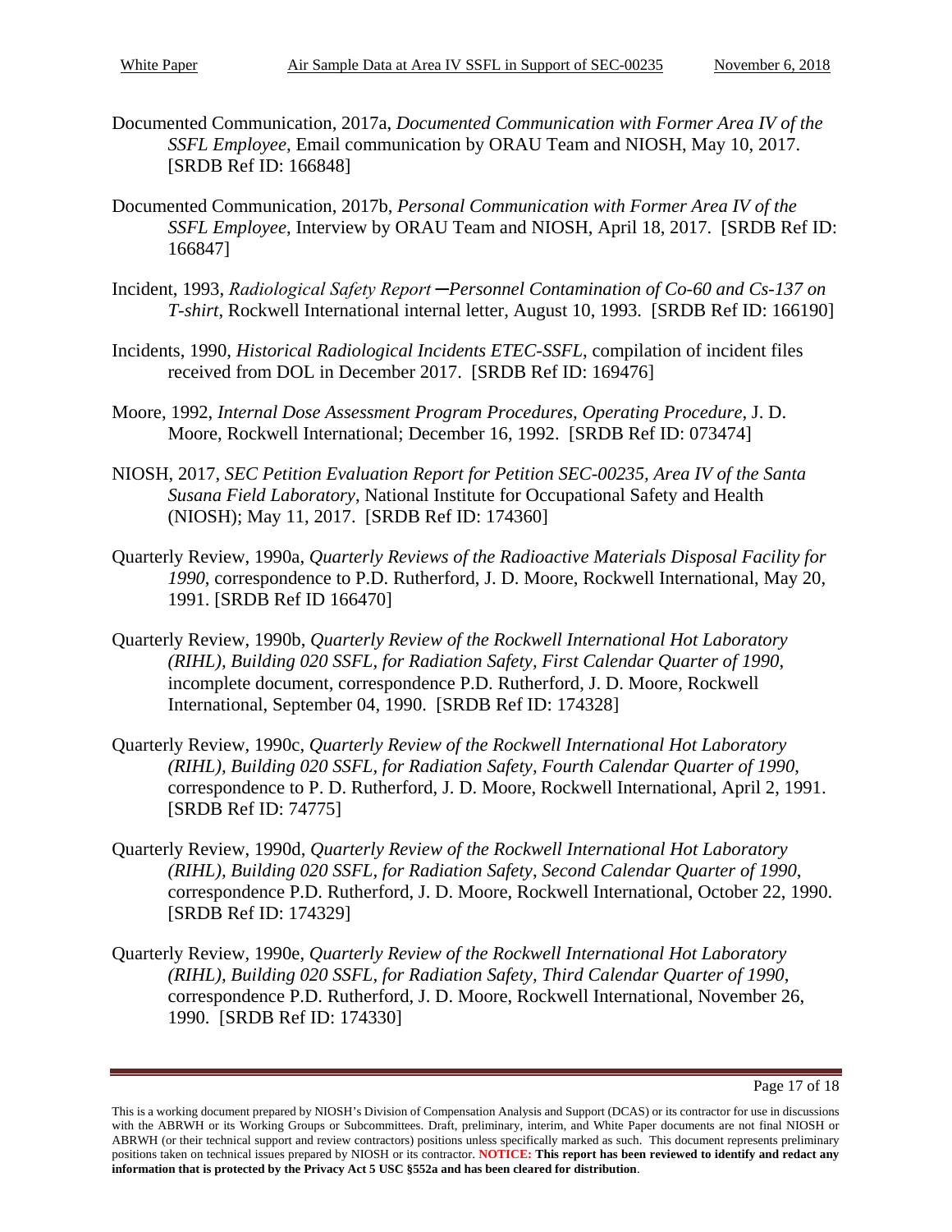Documented Communication, 2017a, *Documented Communication with Former Area IV of the SSFL Employee*, Email communication by ORAU Team and NIOSH, May 10, 2017. [SRDB Ref ID: 166848]

Documented Communication, 2017b, *Personal Communication with Former Area IV of the SSFL Employee*, Interview by ORAU Team and NIOSH, April 18, 2017. [SRDB Ref ID: 166847]

Incident, 1993, *Radiological Safety Report—Personnel Contamination of Co-60 and Cs-137 on T-shirt*, Rockwell International internal letter, August 10, 1993. [SRDB Ref ID: 166190]

Incidents, 1990, *Historical Radiological Incidents ETEC-SSFL*, compilation of incident files received from DOL in December 2017. [SRDB Ref ID: 169476]

Moore, 1992, *Internal Dose Assessment Program Procedures, Operating Procedure*, J. D. Moore, Rockwell International; December 16, 1992. [SRDB Ref ID: 073474]

NIOSH, 2017, *SEC Petition Evaluation Report for Petition SEC-00235, Area IV of the Santa Susana Field Laboratory*, National Institute for Occupational Safety and Health (NIOSH); May 11, 2017. [SRDB Ref ID: 174360]

Quarterly Review, 1990a, *Quarterly Reviews of the Radioactive Materials Disposal Facility for 1990*, correspondence to P.D. Rutherford, J. D. Moore, Rockwell International, May 20, 1991. [SRDB Ref ID 166470]

Quarterly Review, 1990b, *Quarterly Review of the Rockwell International Hot Laboratory (RIHL), Building 020 SSFL, for Radiation Safety, First Calendar Quarter of 1990*, incomplete document, correspondence P.D. Rutherford, J. D. Moore, Rockwell International, September 04, 1990. [SRDB Ref ID: 174328]

Quarterly Review, 1990c, *Quarterly Review of the Rockwell International Hot Laboratory (RIHL), Building 020 SSFL, for Radiation Safety, Fourth Calendar Quarter of 1990*, correspondence to P. D. Rutherford, J. D. Moore, Rockwell International, April 2, 1991. [SRDB Ref ID: 74775]

Quarterly Review, 1990d, *Quarterly Review of the Rockwell International Hot Laboratory (RIHL), Building 020 SSFL, for Radiation Safety*, *Second Calendar Quarter of 1990*, correspondence P.D. Rutherford, J. D. Moore, Rockwell International, October 22, 1990. [SRDB Ref ID: 174329]

Quarterly Review, 1990e, *Quarterly Review of the Rockwell International Hot Laboratory (RIHL), Building 020 SSFL, for Radiation Safety, Third Calendar Quarter of 1990*, correspondence P.D. Rutherford, J. D. Moore, Rockwell International, November 26, 1990. [SRDB Ref ID: 174330]

This is a working document prepared by NIOSH's Division of Compensation Analysis and Support (DCAS) or its contractor for use in discussions with the ABRWH or its Working Groups or Subcommittees. Draft, preliminary, interim, and White Paper documents are not final NIOSH or ABRWH (or their technical support and review contractors) positions unless specifically marked as such. This document represents preliminary positions taken on technical issues prepared by NIOSH or its contractor. **NOTICE: This report has been reviewed to identify and redact any information that is protected by the Privacy Act 5 USC §552a and has been cleared for distribution**.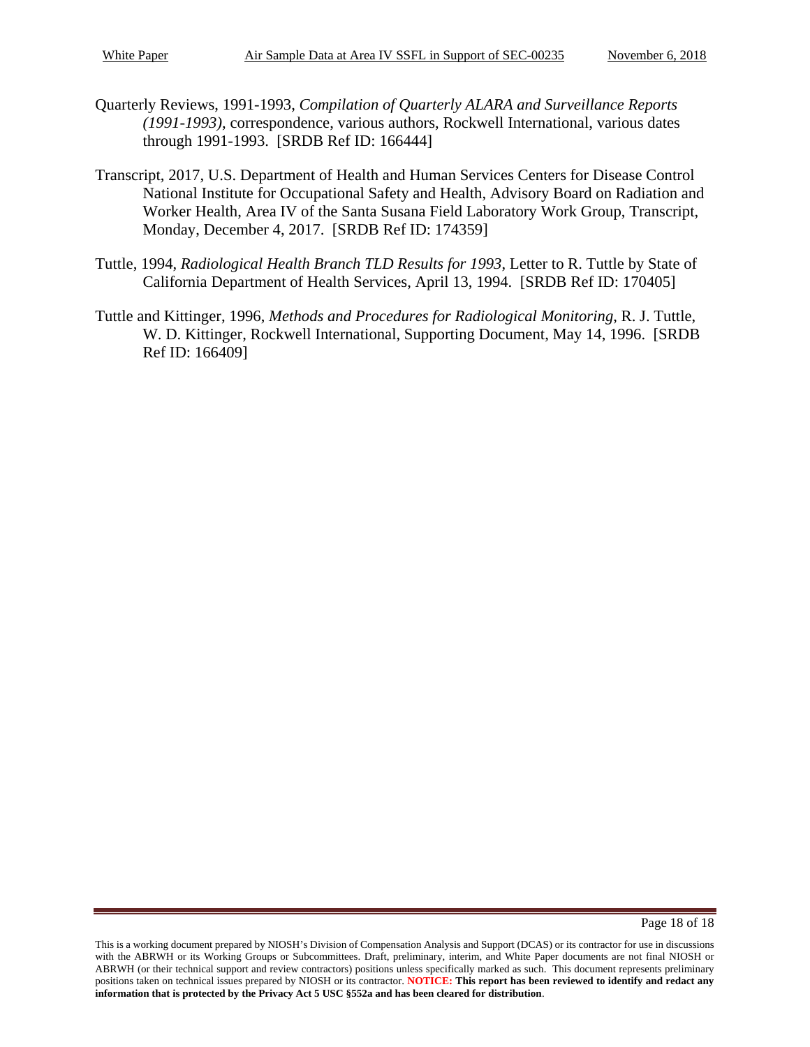Quarterly Reviews, 1991-1993, *Compilation of Quarterly ALARA and Surveillance Reports (1991-1993)*, correspondence, various authors, Rockwell International, various dates through 1991-1993. [SRDB Ref ID: 166444]

Transcript, 2017, U.S. Department of Health and Human Services Centers for Disease Control National Institute for Occupational Safety and Health, Advisory Board on Radiation and Worker Health, Area IV of the Santa Susana Field Laboratory Work Group, Transcript, Monday, December 4, 2017. [SRDB Ref ID: 174359]

Tuttle, 1994, *Radiological Health Branch TLD Results for 1993*, Letter to R. Tuttle by State of California Department of Health Services, April 13, 1994. [SRDB Ref ID: 170405]

Tuttle and Kittinger, 1996, *Methods and Procedures for Radiological Monitoring*, R. J. Tuttle, W. D. Kittinger, Rockwell International, Supporting Document, May 14, 1996. [SRDB Ref ID: 166409]

This is a working document prepared by NIOSH's Division of Compensation Analysis and Support (DCAS) or its contractor for use in discussions with the ABRWH or its Working Groups or Subcommittees. Draft, preliminary, interim, and White Paper documents are not final NIOSH or ABRWH (or their technical support and review contractors) positions unless specifically marked as such. This document represents preliminary positions taken on technical issues prepared by NIOSH or its contractor. **NOTICE: This report has been reviewed to identify and redact any information that is protected by the Privacy Act 5 USC §552a and has been cleared for distribution**.